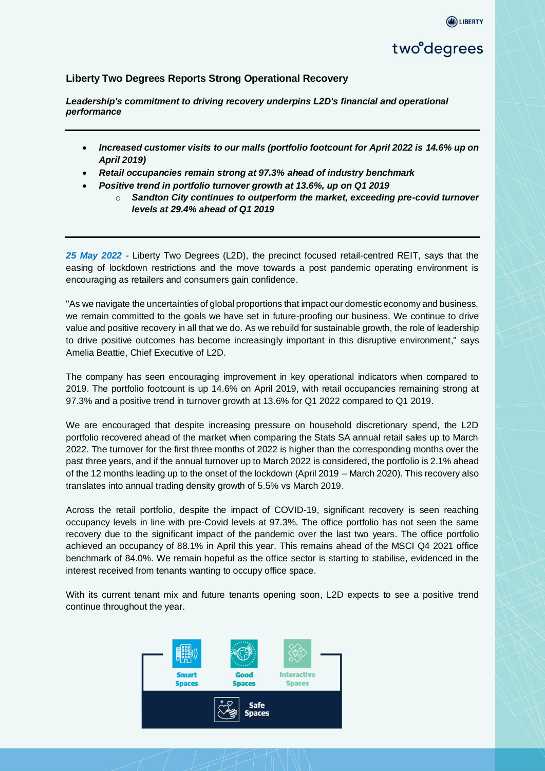## Liberty Two Degrees Reports Strong Operational Recovery

***Leadership's commitment to driving recovery underpins L2D's financial and operational performance***

---

- ***Increased customer visits to our malls (portfolio footcount for April 2022 is 14.6% up on April 2019)***
- ***Retail occupancies remain strong at 97.3% ahead of industry benchmark***
- ***Positive trend in portfolio turnover growth at 13.6%, up on Q1 2019***
  - ***Sandton City continues to outperform the market, exceeding pre-covid turnover levels at 29.4% ahead of Q1 2019***

---

***25 May 2022 -*** Liberty Two Degrees (L2D), the precinct focused retail-centred REIT, says that the easing of lockdown restrictions and the move towards a post pandemic operating environment is encouraging as retailers and consumers gain confidence.

"As we navigate the uncertainties of global proportions that impact our domestic economy and business, we remain committed to the goals we have set in future-proofing our business. We continue to drive value and positive recovery in all that we do. As we rebuild for sustainable growth, the role of leadership to drive positive outcomes has become increasingly important in this disruptive environment," says Amelia Beattie, Chief Executive of L2D.

The company has seen encouraging improvement in key operational indicators when compared to 2019. The portfolio footcount is up 14.6% on April 2019, with retail occupancies remaining strong at 97.3% and a positive trend in turnover growth at 13.6% for Q1 2022 compared to Q1 2019.

We are encouraged that despite increasing pressure on household discretionary spend, the L2D portfolio recovered ahead of the market when comparing the Stats SA annual retail sales up to March 2022. The turnover for the first three months of 2022 is higher than the corresponding months over the past three years, and if the annual turnover up to March 2022 is considered, the portfolio is 2.1% ahead of the 12 months leading up to the onset of the lockdown (April 2019 – March 2020). This recovery also translates into annual trading density growth of 5.5% vs March 2019.

Across the retail portfolio, despite the impact of COVID-19, significant recovery is seen reaching occupancy levels in line with pre-Covid levels at 97.3%. The office portfolio has not seen the same recovery due to the significant impact of the pandemic over the last two years. The office portfolio achieved an occupancy of 88.1% in April this year. This remains ahead of the MSCI Q4 2021 office benchmark of 84.0%. We remain hopeful as the office sector is starting to stabilise, evidenced in the interest received from tenants wanting to occupy office space.

With its current tenant mix and future tenants opening soon, L2D expects to see a positive trend continue throughout the year.

Smart Spaces | Good Spaces | Interactive Spaces | Safe Spaces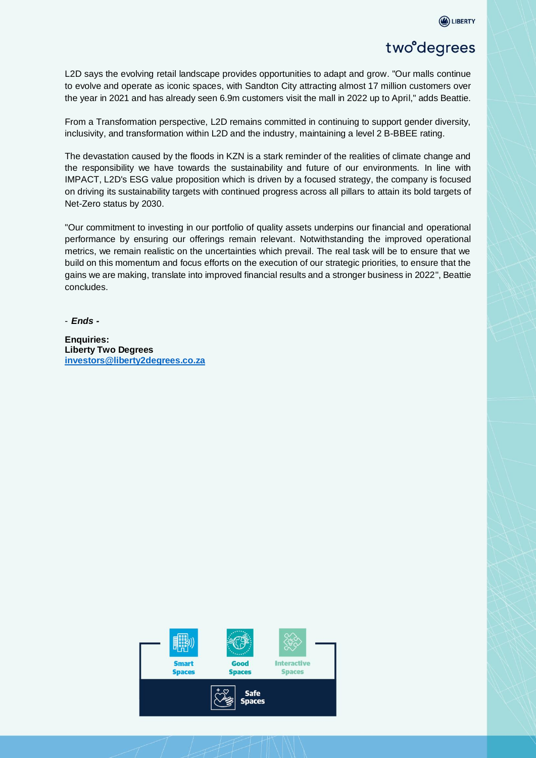L2D says the evolving retail landscape provides opportunities to adapt and grow. "Our malls continue to evolve and operate as iconic spaces, with Sandton City attracting almost 17 million customers over the year in 2021 and has already seen 6.9m customers visit the mall in 2022 up to April," adds Beattie.

From a Transformation perspective, L2D remains committed in continuing to support gender diversity, inclusivity, and transformation within L2D and the industry, maintaining a level 2 B-BBEE rating.

The devastation caused by the floods in KZN is a stark reminder of the realities of climate change and the responsibility we have towards the sustainability and future of our environments. In line with IMPACT, L2D's ESG value proposition which is driven by a focused strategy, the company is focused on driving its sustainability targets with continued progress across all pillars to attain its bold targets of Net-Zero status by 2030.

"Our commitment to investing in our portfolio of quality assets underpins our financial and operational performance by ensuring our offerings remain relevant. Notwithstanding the improved operational metrics, we remain realistic on the uncertainties which prevail. The real task will be to ensure that we build on this momentum and focus efforts on the execution of our strategic priorities, to ensure that the gains we are making, translate into improved financial results and a stronger business in 2022", Beattie concludes.

- ***Ends -***

**Enquiries:**
**Liberty Two Degrees**
**investors@liberty2degrees.co.za**

Smart Spaces | Good Spaces | Interactive Spaces | Safe Spaces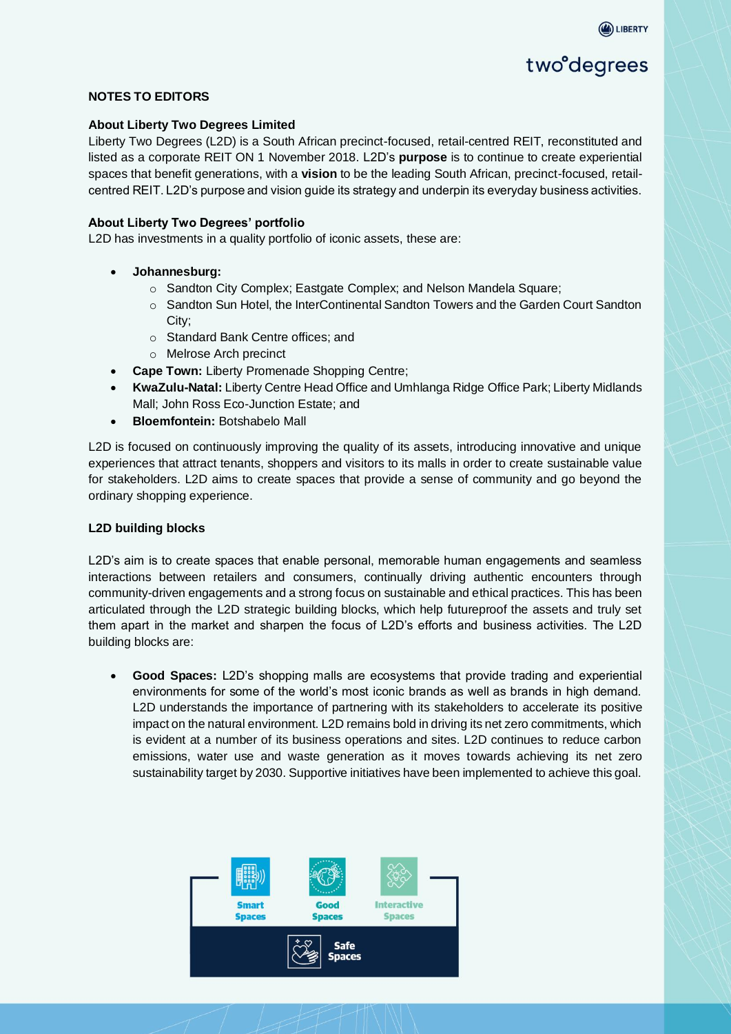## NOTES TO EDITORS

### About Liberty Two Degrees Limited

Liberty Two Degrees (L2D) is a South African precinct-focused, retail-centred REIT, reconstituted and listed as a corporate REIT ON 1 November 2018. L2D's **purpose** is to continue to create experiential spaces that benefit generations, with a **vision** to be the leading South African, precinct-focused, retail-centred REIT. L2D's purpose and vision guide its strategy and underpin its everyday business activities.

### About Liberty Two Degrees' portfolio

L2D has investments in a quality portfolio of iconic assets, these are:

- **Johannesburg:**
  - Sandton City Complex; Eastgate Complex; and Nelson Mandela Square;
  - Sandton Sun Hotel, the InterContinental Sandton Towers and the Garden Court Sandton City;
  - Standard Bank Centre offices; and
  - Melrose Arch precinct
- **Cape Town:** Liberty Promenade Shopping Centre;
- **KwaZulu-Natal:** Liberty Centre Head Office and Umhlanga Ridge Office Park; Liberty Midlands Mall; John Ross Eco-Junction Estate; and
- **Bloemfontein:** Botshabelo Mall

L2D is focused on continuously improving the quality of its assets, introducing innovative and unique experiences that attract tenants, shoppers and visitors to its malls in order to create sustainable value for stakeholders. L2D aims to create spaces that provide a sense of community and go beyond the ordinary shopping experience.

### L2D building blocks

L2D's aim is to create spaces that enable personal, memorable human engagements and seamless interactions between retailers and consumers, continually driving authentic encounters through community-driven engagements and a strong focus on sustainable and ethical practices. This has been articulated through the L2D strategic building blocks, which help futureproof the assets and truly set them apart in the market and sharpen the focus of L2D's efforts and business activities. The L2D building blocks are:

- **Good Spaces:** L2D's shopping malls are ecosystems that provide trading and experiential environments for some of the world's most iconic brands as well as brands in high demand. L2D understands the importance of partnering with its stakeholders to accelerate its positive impact on the natural environment. L2D remains bold in driving its net zero commitments, which is evident at a number of its business operations and sites. L2D continues to reduce carbon emissions, water use and waste generation as it moves towards achieving its net zero sustainability target by 2030. Supportive initiatives have been implemented to achieve this goal.

Smart Spaces | Good Spaces | Interactive Spaces

Safe Spaces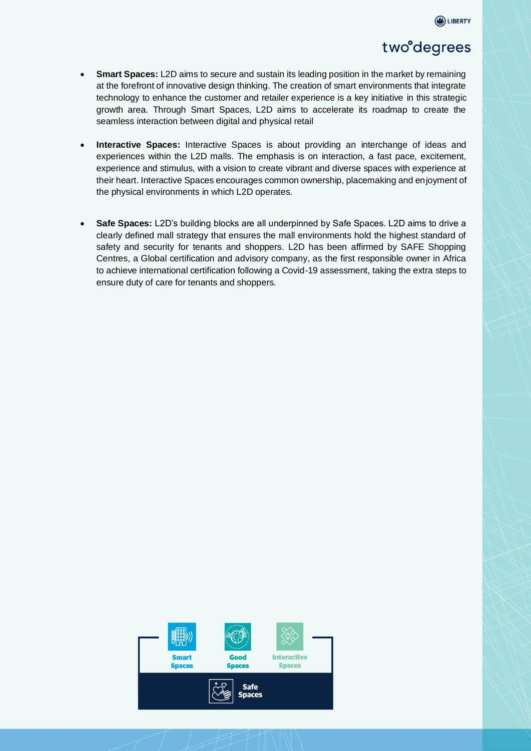- **Smart Spaces:** L2D aims to secure and sustain its leading position in the market by remaining at the forefront of innovative design thinking. The creation of smart environments that integrate technology to enhance the customer and retailer experience is a key initiative in this strategic growth area. Through Smart Spaces, L2D aims to accelerate its roadmap to create the seamless interaction between digital and physical retail

- **Interactive Spaces:** Interactive Spaces is about providing an interchange of ideas and experiences within the L2D malls. The emphasis is on interaction, a fast pace, excitement, experience and stimulus, with a vision to create vibrant and diverse spaces with experience at their heart. Interactive Spaces encourages common ownership, placemaking and enjoyment of the physical environments in which L2D operates.

- **Safe Spaces:** L2D's building blocks are all underpinned by Safe Spaces. L2D aims to drive a clearly defined mall strategy that ensures the mall environments hold the highest standard of safety and security for tenants and shoppers. L2D has been affirmed by SAFE Shopping Centres, a Global certification and advisory company, as the first responsible owner in Africa to achieve international certification following a Covid-19 assessment, taking the extra steps to ensure duty of care for tenants and shoppers.

Smart Spaces

Good Spaces

Interactive Spaces

Safe Spaces